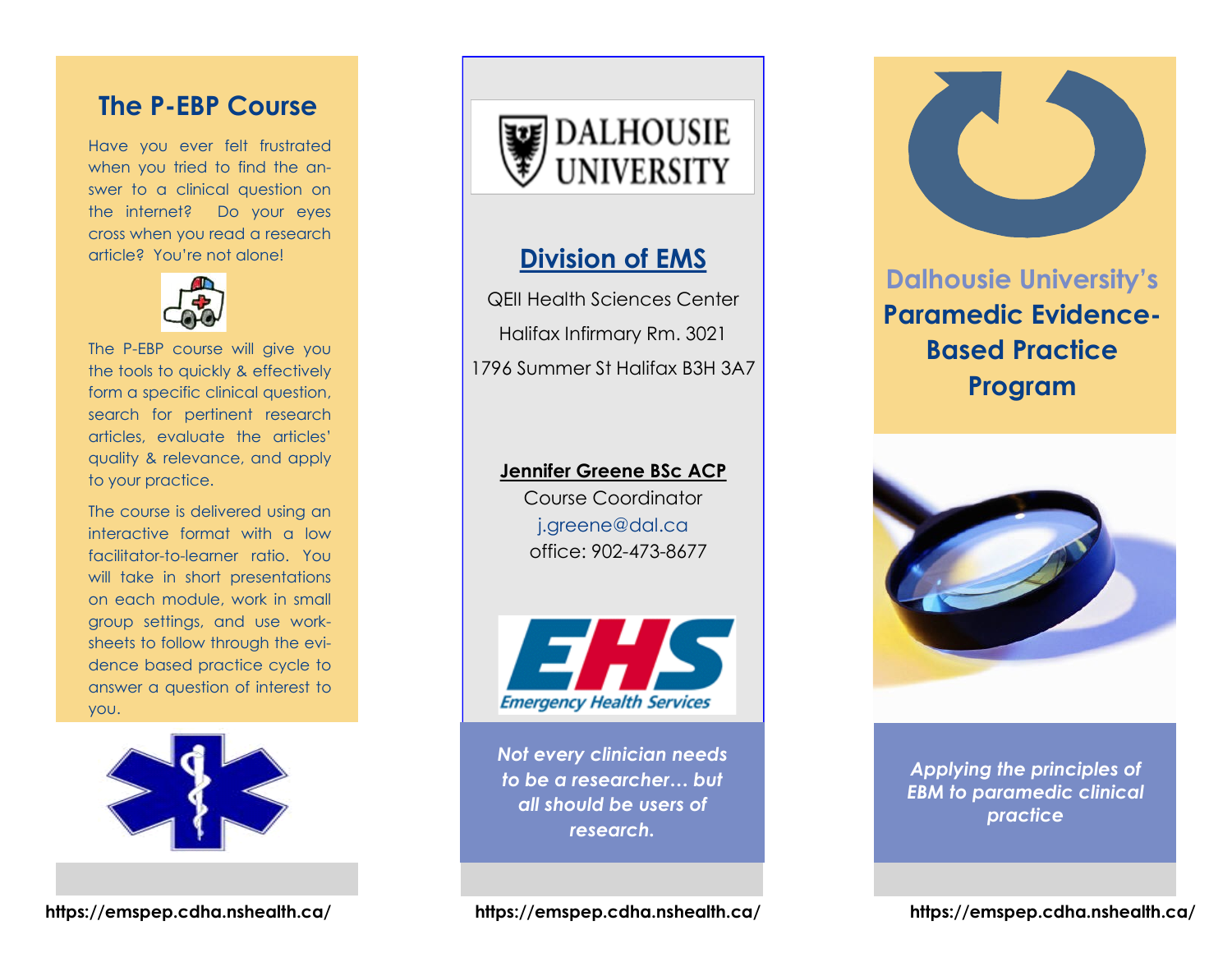## The P-EBP Course

Have you ever felt frustrated when you tried to find the answer to a clinical question on the internet? Do your eyes cross when you read a research article? You're not alone!

The P-EBP course will give you the tools to quickly & effectively form a specific clinical question, search for pertinent research articles, evaluate the articles' quality & relevance, and apply to your practice.

The course is delivered using an interactive format with a low facilitator-to-learner ratio. You will take in short presentations on each module, work in small group settings, and use worksheets to follow through the evidence based practice cycle to answer a question of interest to you.

https://emspep.cdha.nshealth.ca/

DALHOUSIE UNIVERSITY

## Division of EMS

QEII Health Sciences Center

Halifax Infirmary Rm. 3021

1796 Summer St Halifax B3H 3A7

**Jennifer Greene BSc ACP**

Course Coordinator

j.greene@dal.ca

office: 902-473-8677

EHS Emergency Health Services

*Not every clinician needs to be a researcher… but all should be users of research.*

https://emspep.cdha.nshealth.ca/

# Dalhousie University's Paramedic Evidence-Based Practice Program

*Applying the principles of EBM to paramedic clinical practice*

https://emspep.cdha.nshealth.ca/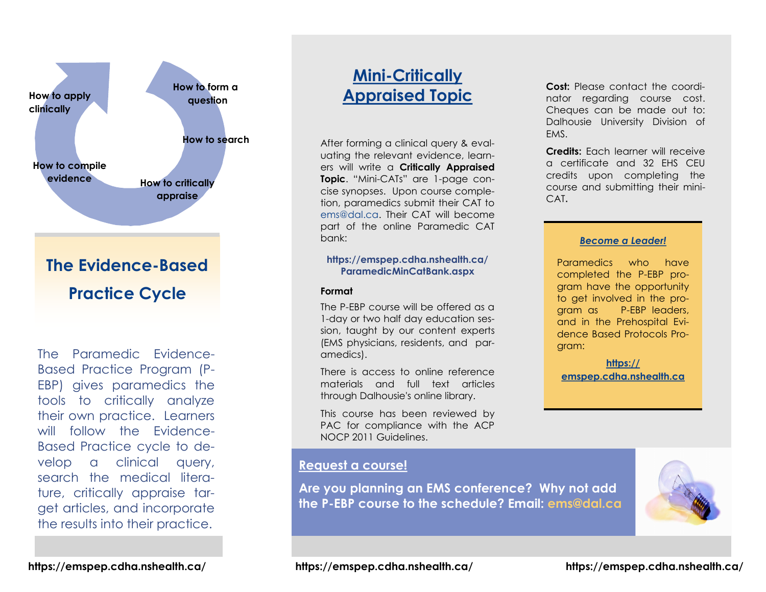How to form a question

How to search

How to critically appraise

How to compile evidence

How to apply clinically

## The Evidence-Based Practice Cycle

The Paramedic Evidence-Based Practice Program (P-EBP) gives paramedics the tools to critically analyze their own practice. Learners will follow the Evidence-Based Practice cycle to develop a clinical query, search the medical literature, critically appraise target articles, and incorporate the results into their practice.

## Mini-Critically Appraised Topic

After forming a clinical query & evaluating the relevant evidence, learners will write a **Critically Appraised Topic**. "Mini-CATs" are 1-page concise synopses. Upon course completion, paramedics submit their CAT to ems@dal.ca. Their CAT will become part of the online Paramedic CAT bank:

**https://emspep.cdha.nshealth.ca/ParamedicMinCatBank.aspx**

**Format**

The P-EBP course will be offered as a 1-day or two half day education session, taught by our content experts (EMS physicians, residents, and paramedics).

There is access to online reference materials and full text articles through Dalhousie's online library.

This course has been reviewed by PAC for compliance with the ACP NOCP 2011 Guidelines.

**Cost:** Please contact the coordinator regarding course cost. Cheques can be made out to: Dalhousie University Division of EMS.

**Credits:** Each learner will receive a certificate and 32 EHS CEU credits upon completing the course and submitting their mini-CAT.

***Become a Leader!***

Paramedics who have completed the P-EBP program have the opportunity to get involved in the program as P-EBP leaders, and in the Prehospital Evidence Based Protocols Program:

**https://emspep.cdha.nshealth.ca**

**Request a course!**

**Are you planning an EMS conference? Why not add the P-EBP course to the schedule? Email: ems@dal.ca**

https://emspep.cdha.nshealth.ca/